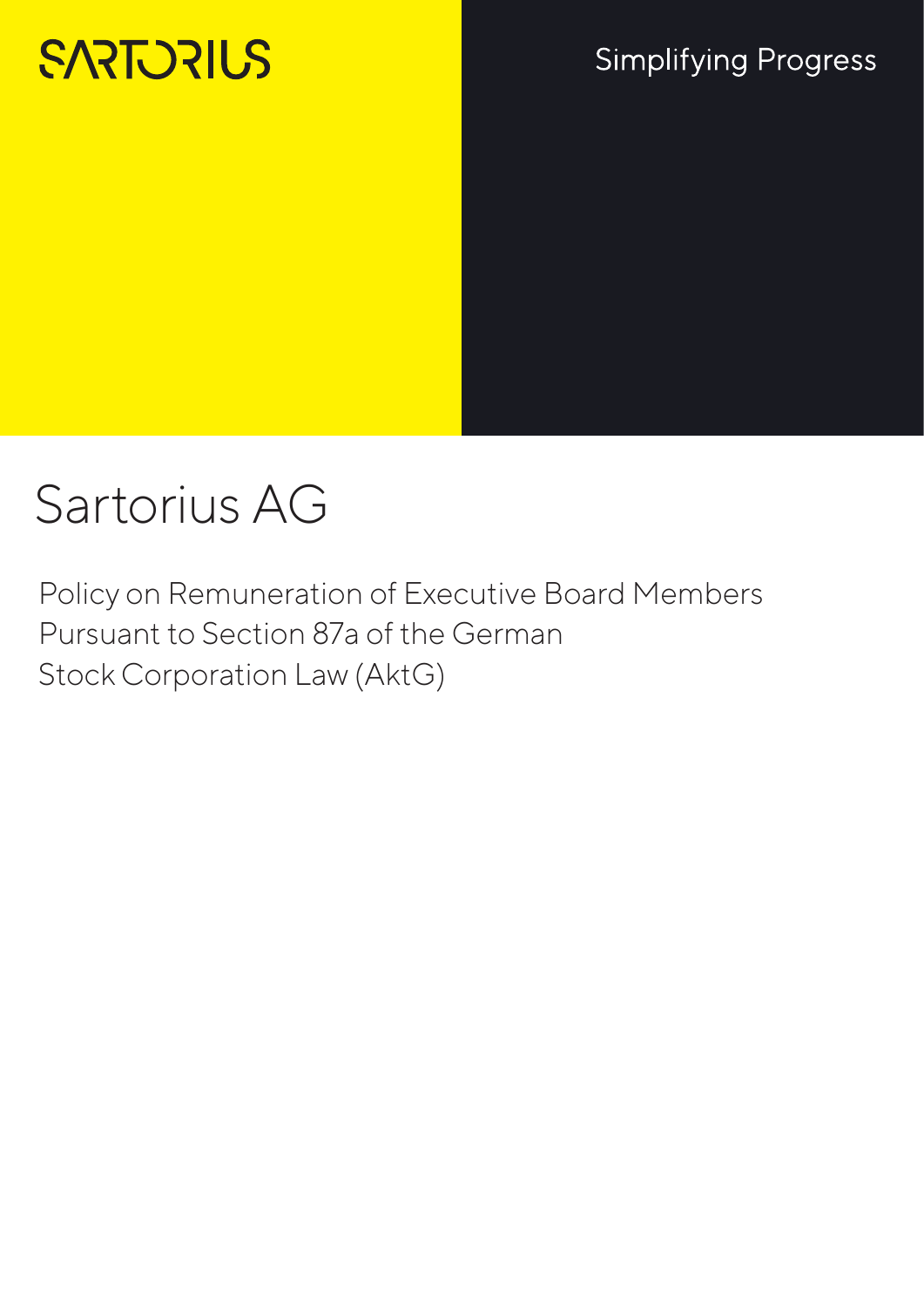SARTORIUS

Simplifying Progress

# Sartorius AG

Policy on Remuneration of Executive Board Members Pursuant to Section 87a of the German Stock Corporation Law (AktG)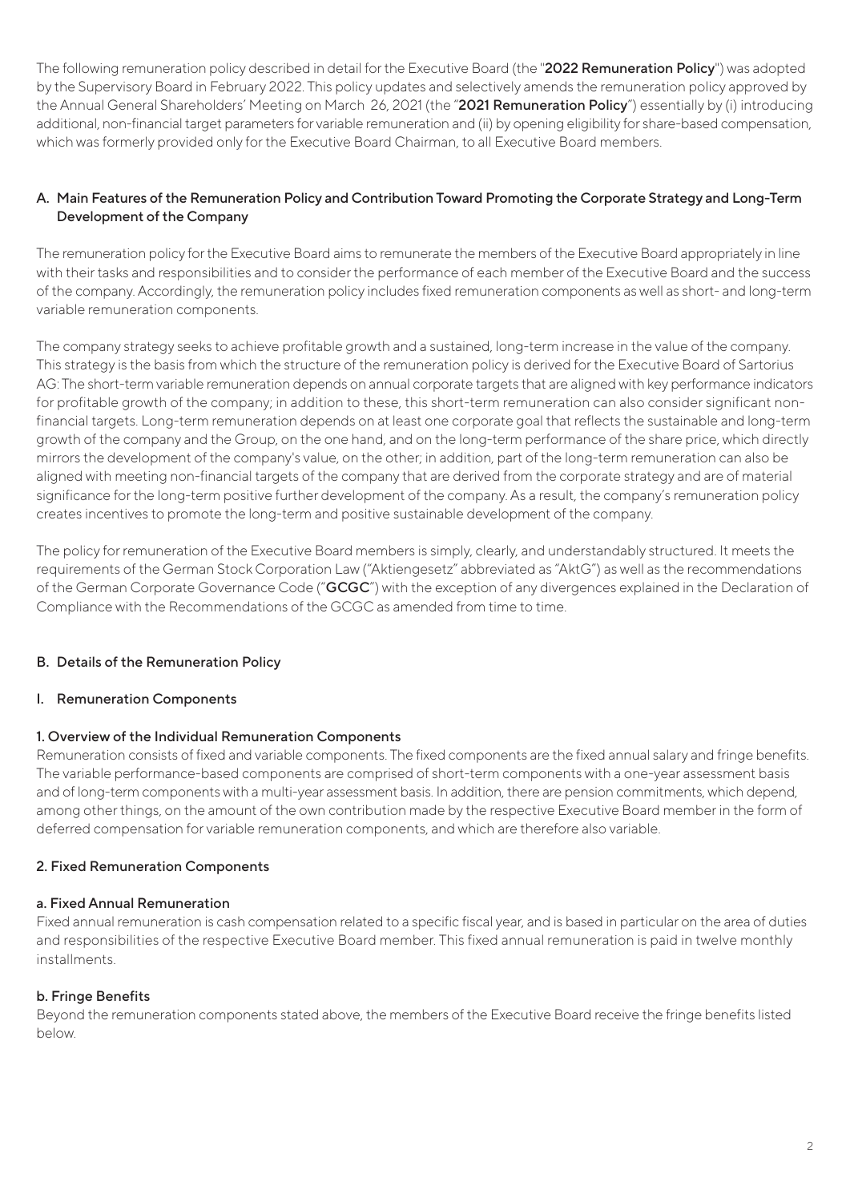The following remuneration policy described in detail for the Executive Board (the "**2022 Remuneration Policy**") was adopted by the Supervisory Board in February 2022. This policy updates and selectively amends the remuneration policy approved by the Annual General Shareholders' Meeting on March 26, 2021 (the "**2021 Remuneration Policy**") essentially by (i) introducing additional, non-financial target parameters for variable remuneration and (ii) by opening eligibility for share-based compensation, which was formerly provided only for the Executive Board Chairman, to all Executive Board members.

## A. Main Features of the Remuneration Policy and Contribution Toward Promoting the Corporate Strategy and Long-Term Development of the Company

The remuneration policy for the Executive Board aims to remunerate the members of the Executive Board appropriately in line with their tasks and responsibilities and to consider the performance of each member of the Executive Board and the success of the company. Accordingly, the remuneration policy includes fixed remuneration components as well as short- and long-term variable remuneration components.

The company strategy seeks to achieve profitable growth and a sustained, long-term increase in the value of the company. This strategy is the basis from which the structure of the remuneration policy is derived for the Executive Board of Sartorius AG: The short-term variable remuneration depends on annual corporate targets that are aligned with key performance indicators for profitable growth of the company; in addition to these, this short-term remuneration can also consider significant non-financial targets. Long-term remuneration depends on at least one corporate goal that reflects the sustainable and long-term growth of the company and the Group, on the one hand, and on the long-term performance of the share price, which directly mirrors the development of the company's value, on the other; in addition, part of the long-term remuneration can also be aligned with meeting non-financial targets of the company that are derived from the corporate strategy and are of material significance for the long-term positive further development of the company. As a result, the company's remuneration policy creates incentives to promote the long-term and positive sustainable development of the company.

The policy for remuneration of the Executive Board members is simply, clearly, and understandably structured. It meets the requirements of the German Stock Corporation Law ("Aktiengesetz" abbreviated as "AktG") as well as the recommendations of the German Corporate Governance Code ("**GCGC**") with the exception of any divergences explained in the Declaration of Compliance with the Recommendations of the GCGC as amended from time to time.

## B. Details of the Remuneration Policy

### I. Remuneration Components

#### 1. Overview of the Individual Remuneration Components

Remuneration consists of fixed and variable components. The fixed components are the fixed annual salary and fringe benefits. The variable performance-based components are comprised of short-term components with a one-year assessment basis and of long-term components with a multi-year assessment basis. In addition, there are pension commitments, which depend, among other things, on the amount of the own contribution made by the respective Executive Board member in the form of deferred compensation for variable remuneration components, and which are therefore also variable.

#### 2. Fixed Remuneration Components

##### a. Fixed Annual Remuneration

Fixed annual remuneration is cash compensation related to a specific fiscal year, and is based in particular on the area of duties and responsibilities of the respective Executive Board member. This fixed annual remuneration is paid in twelve monthly installments.

##### b. Fringe Benefits

Beyond the remuneration components stated above, the members of the Executive Board receive the fringe benefits listed below.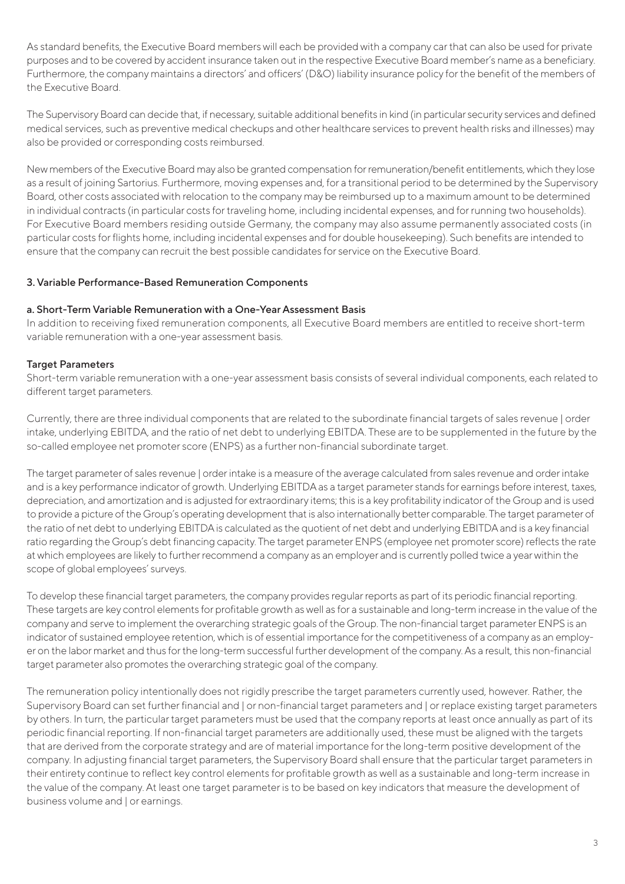As standard benefits, the Executive Board members will each be provided with a company car that can also be used for private purposes and to be covered by accident insurance taken out in the respective Executive Board member's name as a beneficiary. Furthermore, the company maintains a directors' and officers' (D&O) liability insurance policy for the benefit of the members of the Executive Board.

The Supervisory Board can decide that, if necessary, suitable additional benefits in kind (in particular security services and defined medical services, such as preventive medical checkups and other healthcare services to prevent health risks and illnesses) may also be provided or corresponding costs reimbursed.

New members of the Executive Board may also be granted compensation for remuneration/benefit entitlements, which they lose as a result of joining Sartorius. Furthermore, moving expenses and, for a transitional period to be determined by the Supervisory Board, other costs associated with relocation to the company may be reimbursed up to a maximum amount to be determined in individual contracts (in particular costs for traveling home, including incidental expenses, and for running two households). For Executive Board members residing outside Germany, the company may also assume permanently associated costs (in particular costs for flights home, including incidental expenses and for double housekeeping). Such benefits are intended to ensure that the company can recruit the best possible candidates for service on the Executive Board.

## 3. Variable Performance-Based Remuneration Components

### a. Short-Term Variable Remuneration with a One-Year Assessment Basis

In addition to receiving fixed remuneration components, all Executive Board members are entitled to receive short-term variable remuneration with a one-year assessment basis.

#### Target Parameters

Short-term variable remuneration with a one-year assessment basis consists of several individual components, each related to different target parameters.

Currently, there are three individual components that are related to the subordinate financial targets of sales revenue | order intake, underlying EBITDA, and the ratio of net debt to underlying EBITDA. These are to be supplemented in the future by the so-called employee net promoter score (ENPS) as a further non-financial subordinate target.

The target parameter of sales revenue | order intake is a measure of the average calculated from sales revenue and order intake and is a key performance indicator of growth. Underlying EBITDA as a target parameter stands for earnings before interest, taxes, depreciation, and amortization and is adjusted for extraordinary items; this is a key profitability indicator of the Group and is used to provide a picture of the Group's operating development that is also internationally better comparable. The target parameter of the ratio of net debt to underlying EBITDA is calculated as the quotient of net debt and underlying EBITDA and is a key financial ratio regarding the Group's debt financing capacity. The target parameter ENPS (employee net promoter score) reflects the rate at which employees are likely to further recommend a company as an employer and is currently polled twice a year within the scope of global employees' surveys.

To develop these financial target parameters, the company provides regular reports as part of its periodic financial reporting. These targets are key control elements for profitable growth as well as for a sustainable and long-term increase in the value of the company and serve to implement the overarching strategic goals of the Group. The non-financial target parameter ENPS is an indicator of sustained employee retention, which is of essential importance for the competitiveness of a company as an employer on the labor market and thus for the long-term successful further development of the company. As a result, this non-financial target parameter also promotes the overarching strategic goal of the company.

The remuneration policy intentionally does not rigidly prescribe the target parameters currently used, however. Rather, the Supervisory Board can set further financial and | or non-financial target parameters and | or replace existing target parameters by others. In turn, the particular target parameters must be used that the company reports at least once annually as part of its periodic financial reporting. If non-financial target parameters are additionally used, these must be aligned with the targets that are derived from the corporate strategy and are of material importance for the long-term positive development of the company. In adjusting financial target parameters, the Supervisory Board shall ensure that the particular target parameters in their entirety continue to reflect key control elements for profitable growth as well as a sustainable and long-term increase in the value of the company. At least one target parameter is to be based on key indicators that measure the development of business volume and | or earnings.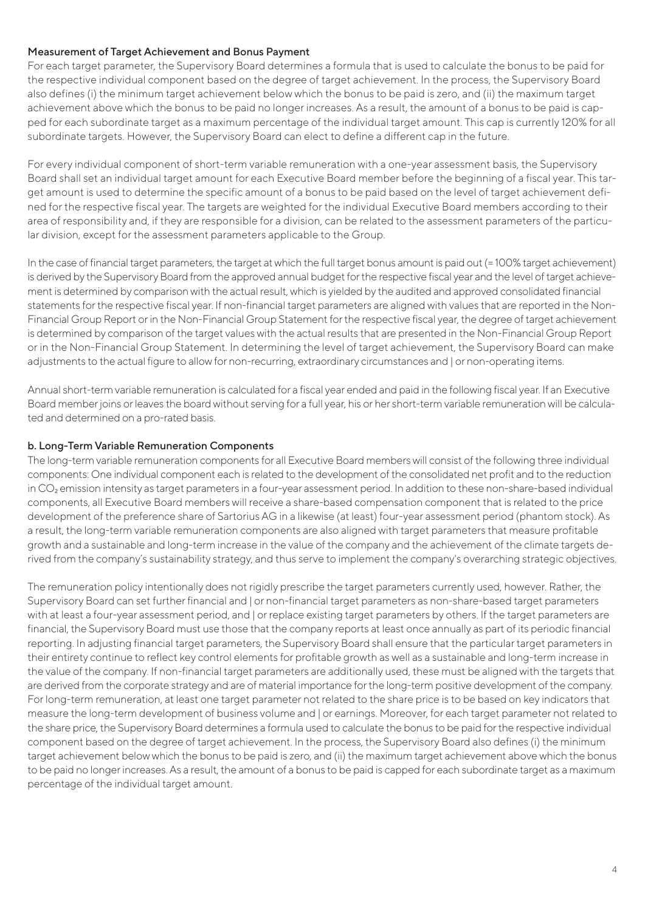### Measurement of Target Achievement and Bonus Payment

For each target parameter, the Supervisory Board determines a formula that is used to calculate the bonus to be paid for the respective individual component based on the degree of target achievement. In the process, the Supervisory Board also defines (i) the minimum target achievement below which the bonus to be paid is zero, and (ii) the maximum target achievement above which the bonus to be paid no longer increases. As a result, the amount of a bonus to be paid is capped for each subordinate target as a maximum percentage of the individual target amount. This cap is currently 120% for all subordinate targets. However, the Supervisory Board can elect to define a different cap in the future.

For every individual component of short-term variable remuneration with a one-year assessment basis, the Supervisory Board shall set an individual target amount for each Executive Board member before the beginning of a fiscal year. This target amount is used to determine the specific amount of a bonus to be paid based on the level of target achievement defined for the respective fiscal year. The targets are weighted for the individual Executive Board members according to their area of responsibility and, if they are responsible for a division, can be related to the assessment parameters of the particular division, except for the assessment parameters applicable to the Group.

In the case of financial target parameters, the target at which the full target bonus amount is paid out (= 100% target achievement) is derived by the Supervisory Board from the approved annual budget for the respective fiscal year and the level of target achievement is determined by comparison with the actual result, which is yielded by the audited and approved consolidated financial statements for the respective fiscal year. If non-financial target parameters are aligned with values that are reported in the Non-Financial Group Report or in the Non-Financial Group Statement for the respective fiscal year, the degree of target achievement is determined by comparison of the target values with the actual results that are presented in the Non-Financial Group Report or in the Non-Financial Group Statement. In determining the level of target achievement, the Supervisory Board can make adjustments to the actual figure to allow for non-recurring, extraordinary circumstances and | or non-operating items.

Annual short-term variable remuneration is calculated for a fiscal year ended and paid in the following fiscal year. If an Executive Board member joins or leaves the board without serving for a full year, his or her short-term variable remuneration will be calculated and determined on a pro-rated basis.

### b. Long-Term Variable Remuneration Components

The long-term variable remuneration components for all Executive Board members will consist of the following three individual components: One individual component each is related to the development of the consolidated net profit and to the reduction in $CO_2$ emission intensity as target parameters in a four-year assessment period. In addition to these non-share-based individual components, all Executive Board members will receive a share-based compensation component that is related to the price development of the preference share of Sartorius AG in a likewise (at least) four-year assessment period (phantom stock). As a result, the long-term variable remuneration components are also aligned with target parameters that measure profitable growth and a sustainable and long-term increase in the value of the company and the achievement of the climate targets derived from the company's sustainability strategy, and thus serve to implement the company's overarching strategic objectives.

The remuneration policy intentionally does not rigidly prescribe the target parameters currently used, however. Rather, the Supervisory Board can set further financial and | or non-financial target parameters as non-share-based target parameters with at least a four-year assessment period, and | or replace existing target parameters by others. If the target parameters are financial, the Supervisory Board must use those that the company reports at least once annually as part of its periodic financial reporting. In adjusting financial target parameters, the Supervisory Board shall ensure that the particular target parameters in their entirety continue to reflect key control elements for profitable growth as well as a sustainable and long-term increase in the value of the company. If non-financial target parameters are additionally used, these must be aligned with the targets that are derived from the corporate strategy and are of material importance for the long-term positive development of the company. For long-term remuneration, at least one target parameter not related to the share price is to be based on key indicators that measure the long-term development of business volume and | or earnings. Moreover, for each target parameter not related to the share price, the Supervisory Board determines a formula used to calculate the bonus to be paid for the respective individual component based on the degree of target achievement. In the process, the Supervisory Board also defines (i) the minimum target achievement below which the bonus to be paid is zero, and (ii) the maximum target achievement above which the bonus to be paid no longer increases. As a result, the amount of a bonus to be paid is capped for each subordinate target as a maximum percentage of the individual target amount.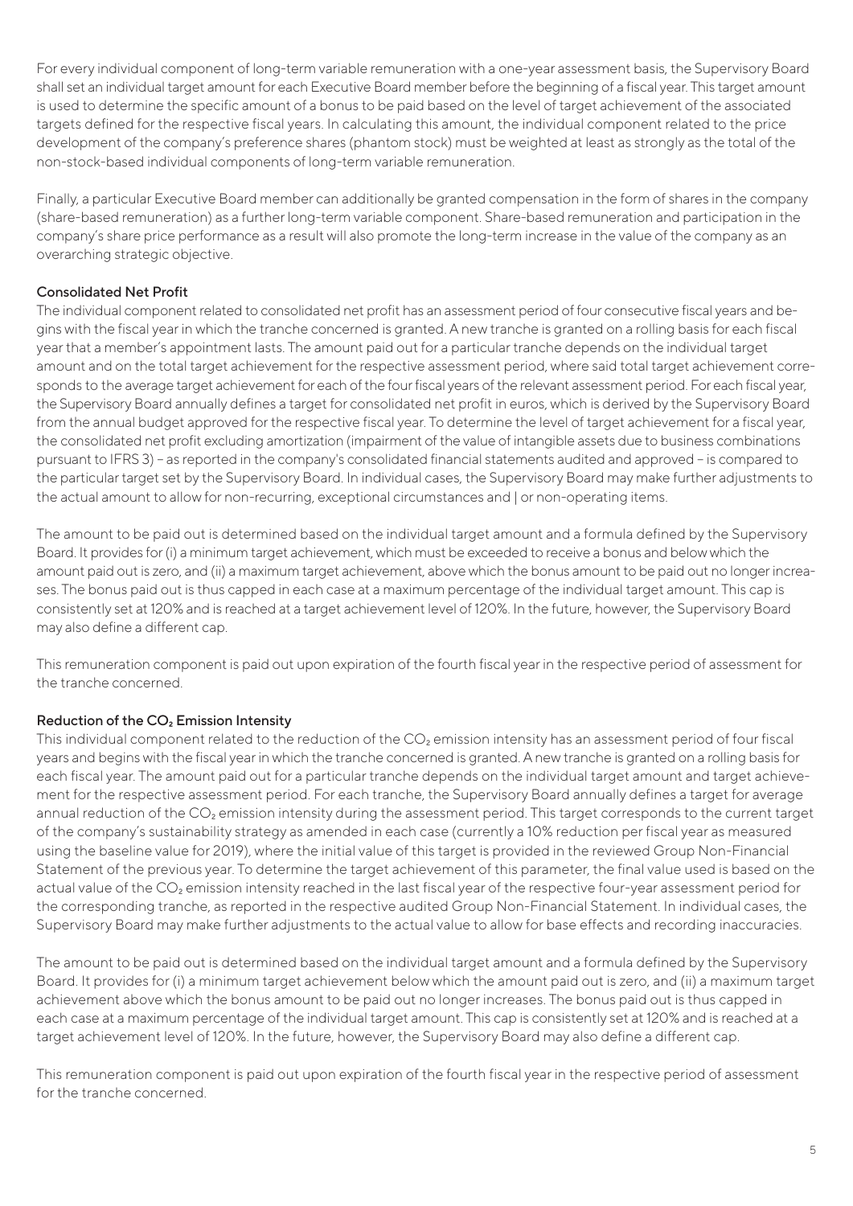For every individual component of long-term variable remuneration with a one-year assessment basis, the Supervisory Board shall set an individual target amount for each Executive Board member before the beginning of a fiscal year. This target amount is used to determine the specific amount of a bonus to be paid based on the level of target achievement of the associated targets defined for the respective fiscal years. In calculating this amount, the individual component related to the price development of the company's preference shares (phantom stock) must be weighted at least as strongly as the total of the non-stock-based individual components of long-term variable remuneration.

Finally, a particular Executive Board member can additionally be granted compensation in the form of shares in the company (share-based remuneration) as a further long-term variable component. Share-based remuneration and participation in the company's share price performance as a result will also promote the long-term increase in the value of the company as an overarching strategic objective.

### Consolidated Net Profit

The individual component related to consolidated net profit has an assessment period of four consecutive fiscal years and begins with the fiscal year in which the tranche concerned is granted. A new tranche is granted on a rolling basis for each fiscal year that a member's appointment lasts. The amount paid out for a particular tranche depends on the individual target amount and on the total target achievement for the respective assessment period, where said total target achievement corresponds to the average target achievement for each of the four fiscal years of the relevant assessment period. For each fiscal year, the Supervisory Board annually defines a target for consolidated net profit in euros, which is derived by the Supervisory Board from the annual budget approved for the respective fiscal year. To determine the level of target achievement for a fiscal year, the consolidated net profit excluding amortization (impairment of the value of intangible assets due to business combinations pursuant to IFRS 3) – as reported in the company's consolidated financial statements audited and approved – is compared to the particular target set by the Supervisory Board. In individual cases, the Supervisory Board may make further adjustments to the actual amount to allow for non-recurring, exceptional circumstances and | or non-operating items.

The amount to be paid out is determined based on the individual target amount and a formula defined by the Supervisory Board. It provides for (i) a minimum target achievement, which must be exceeded to receive a bonus and below which the amount paid out is zero, and (ii) a maximum target achievement, above which the bonus amount to be paid out no longer increases. The bonus paid out is thus capped in each case at a maximum percentage of the individual target amount. This cap is consistently set at 120% and is reached at a target achievement level of 120%. In the future, however, the Supervisory Board may also define a different cap.

This remuneration component is paid out upon expiration of the fourth fiscal year in the respective period of assessment for the tranche concerned.

### Reduction of the $CO_2$ Emission Intensity

This individual component related to the reduction of the $CO_2$ emission intensity has an assessment period of four fiscal years and begins with the fiscal year in which the tranche concerned is granted. A new tranche is granted on a rolling basis for each fiscal year. The amount paid out for a particular tranche depends on the individual target amount and target achievement for the respective assessment period. For each tranche, the Supervisory Board annually defines a target for average annual reduction of the $CO_2$ emission intensity during the assessment period. This target corresponds to the current target of the company's sustainability strategy as amended in each case (currently a 10% reduction per fiscal year as measured using the baseline value for 2019), where the initial value of this target is provided in the reviewed Group Non-Financial Statement of the previous year. To determine the target achievement of this parameter, the final value used is based on the actual value of the $CO_2$ emission intensity reached in the last fiscal year of the respective four-year assessment period for the corresponding tranche, as reported in the respective audited Group Non-Financial Statement. In individual cases, the Supervisory Board may make further adjustments to the actual value to allow for base effects and recording inaccuracies.

The amount to be paid out is determined based on the individual target amount and a formula defined by the Supervisory Board. It provides for (i) a minimum target achievement below which the amount paid out is zero, and (ii) a maximum target achievement above which the bonus amount to be paid out no longer increases. The bonus paid out is thus capped in each case at a maximum percentage of the individual target amount. This cap is consistently set at 120% and is reached at a target achievement level of 120%. In the future, however, the Supervisory Board may also define a different cap.

This remuneration component is paid out upon expiration of the fourth fiscal year in the respective period of assessment for the tranche concerned.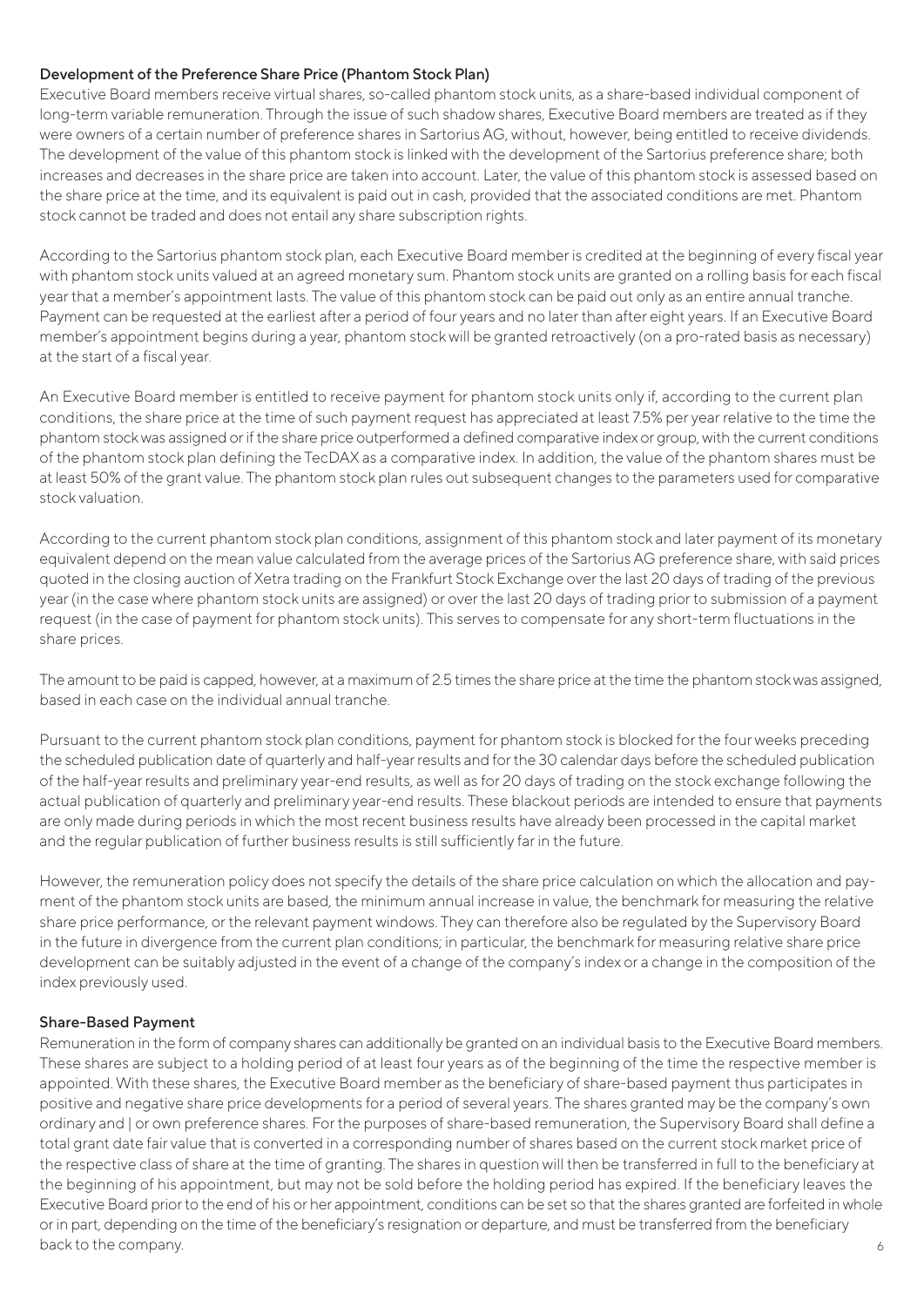### Development of the Preference Share Price (Phantom Stock Plan)

Executive Board members receive virtual shares, so-called phantom stock units, as a share-based individual component of long-term variable remuneration. Through the issue of such shadow shares, Executive Board members are treated as if they were owners of a certain number of preference shares in Sartorius AG, without, however, being entitled to receive dividends. The development of the value of this phantom stock is linked with the development of the Sartorius preference share; both increases and decreases in the share price are taken into account. Later, the value of this phantom stock is assessed based on the share price at the time, and its equivalent is paid out in cash, provided that the associated conditions are met. Phantom stock cannot be traded and does not entail any share subscription rights.

According to the Sartorius phantom stock plan, each Executive Board member is credited at the beginning of every fiscal year with phantom stock units valued at an agreed monetary sum. Phantom stock units are granted on a rolling basis for each fiscal year that a member's appointment lasts. The value of this phantom stock can be paid out only as an entire annual tranche. Payment can be requested at the earliest after a period of four years and no later than after eight years. If an Executive Board member's appointment begins during a year, phantom stock will be granted retroactively (on a pro-rated basis as necessary) at the start of a fiscal year.

An Executive Board member is entitled to receive payment for phantom stock units only if, according to the current plan conditions, the share price at the time of such payment request has appreciated at least 7.5% per year relative to the time the phantom stock was assigned or if the share price outperformed a defined comparative index or group, with the current conditions of the phantom stock plan defining the TecDAX as a comparative index. In addition, the value of the phantom shares must be at least 50% of the grant value. The phantom stock plan rules out subsequent changes to the parameters used for comparative stock valuation.

According to the current phantom stock plan conditions, assignment of this phantom stock and later payment of its monetary equivalent depend on the mean value calculated from the average prices of the Sartorius AG preference share, with said prices quoted in the closing auction of Xetra trading on the Frankfurt Stock Exchange over the last 20 days of trading of the previous year (in the case where phantom stock units are assigned) or over the last 20 days of trading prior to submission of a payment request (in the case of payment for phantom stock units). This serves to compensate for any short-term fluctuations in the share prices.

The amount to be paid is capped, however, at a maximum of 2.5 times the share price at the time the phantom stock was assigned, based in each case on the individual annual tranche.

Pursuant to the current phantom stock plan conditions, payment for phantom stock is blocked for the four weeks preceding the scheduled publication date of quarterly and half-year results and for the 30 calendar days before the scheduled publication of the half-year results and preliminary year-end results, as well as for 20 days of trading on the stock exchange following the actual publication of quarterly and preliminary year-end results. These blackout periods are intended to ensure that payments are only made during periods in which the most recent business results have already been processed in the capital market and the regular publication of further business results is still sufficiently far in the future.

However, the remuneration policy does not specify the details of the share price calculation on which the allocation and payment of the phantom stock units are based, the minimum annual increase in value, the benchmark for measuring the relative share price performance, or the relevant payment windows. They can therefore also be regulated by the Supervisory Board in the future in divergence from the current plan conditions; in particular, the benchmark for measuring relative share price development can be suitably adjusted in the event of a change of the company's index or a change in the composition of the index previously used.

### Share-Based Payment

Remuneration in the form of company shares can additionally be granted on an individual basis to the Executive Board members. These shares are subject to a holding period of at least four years as of the beginning of the time the respective member is appointed. With these shares, the Executive Board member as the beneficiary of share-based payment thus participates in positive and negative share price developments for a period of several years. The shares granted may be the company's own ordinary and | or own preference shares. For the purposes of share-based remuneration, the Supervisory Board shall define a total grant date fair value that is converted in a corresponding number of shares based on the current stock market price of the respective class of share at the time of granting. The shares in question will then be transferred in full to the beneficiary at the beginning of his appointment, but may not be sold before the holding period has expired. If the beneficiary leaves the Executive Board prior to the end of his or her appointment, conditions can be set so that the shares granted are forfeited in whole or in part, depending on the time of the beneficiary's resignation or departure, and must be transferred from the beneficiary back to the company.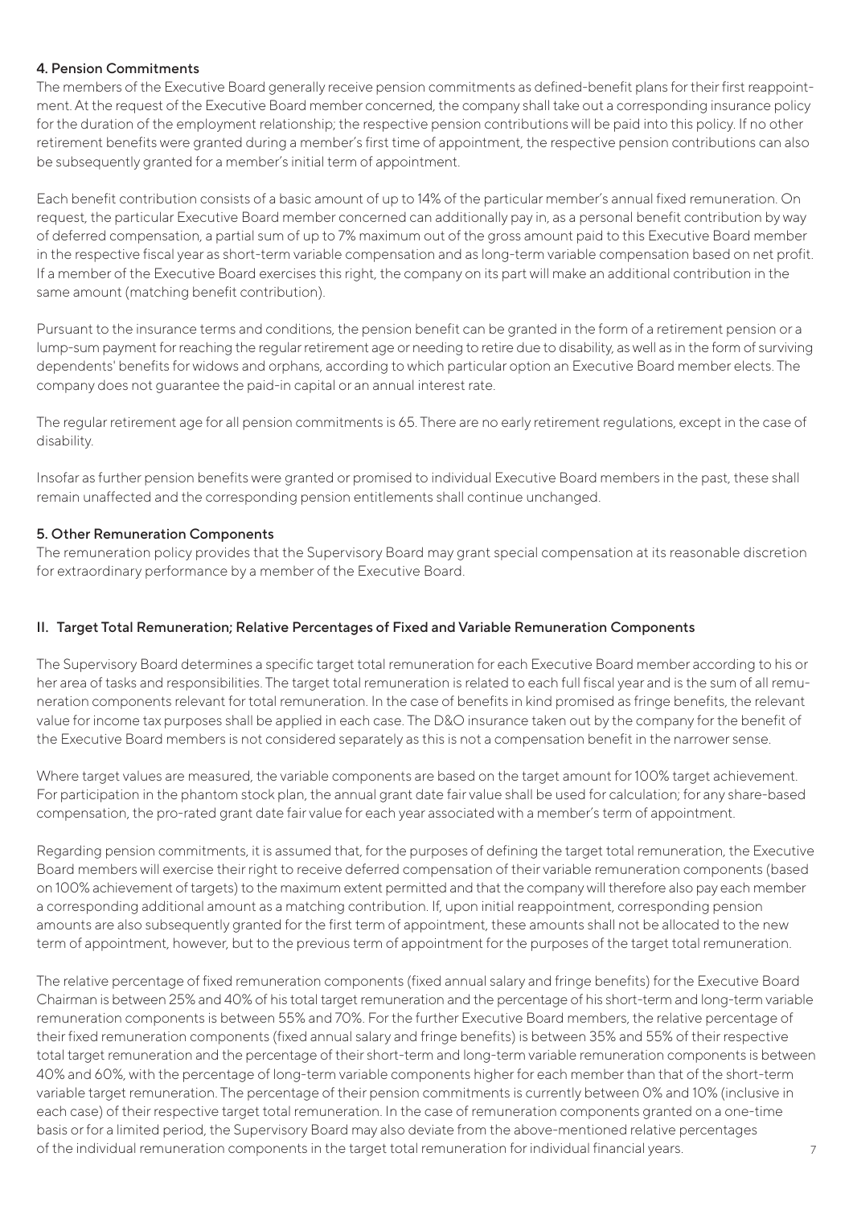### 4. Pension Commitments

The members of the Executive Board generally receive pension commitments as defined-benefit plans for their first reappointment. At the request of the Executive Board member concerned, the company shall take out a corresponding insurance policy for the duration of the employment relationship; the respective pension contributions will be paid into this policy. If no other retirement benefits were granted during a member's first time of appointment, the respective pension contributions can also be subsequently granted for a member's initial term of appointment.

Each benefit contribution consists of a basic amount of up to 14% of the particular member's annual fixed remuneration. On request, the particular Executive Board member concerned can additionally pay in, as a personal benefit contribution by way of deferred compensation, a partial sum of up to 7% maximum out of the gross amount paid to this Executive Board member in the respective fiscal year as short-term variable compensation and as long-term variable compensation based on net profit. If a member of the Executive Board exercises this right, the company on its part will make an additional contribution in the same amount (matching benefit contribution).

Pursuant to the insurance terms and conditions, the pension benefit can be granted in the form of a retirement pension or a lump-sum payment for reaching the regular retirement age or needing to retire due to disability, as well as in the form of surviving dependents' benefits for widows and orphans, according to which particular option an Executive Board member elects. The company does not guarantee the paid-in capital or an annual interest rate.

The regular retirement age for all pension commitments is 65. There are no early retirement regulations, except in the case of disability.

Insofar as further pension benefits were granted or promised to individual Executive Board members in the past, these shall remain unaffected and the corresponding pension entitlements shall continue unchanged.

### 5. Other Remuneration Components

The remuneration policy provides that the Supervisory Board may grant special compensation at its reasonable discretion for extraordinary performance by a member of the Executive Board.

## II. Target Total Remuneration; Relative Percentages of Fixed and Variable Remuneration Components

The Supervisory Board determines a specific target total remuneration for each Executive Board member according to his or her area of tasks and responsibilities. The target total remuneration is related to each full fiscal year and is the sum of all remuneration components relevant for total remuneration. In the case of benefits in kind promised as fringe benefits, the relevant value for income tax purposes shall be applied in each case. The D&O insurance taken out by the company for the benefit of the Executive Board members is not considered separately as this is not a compensation benefit in the narrower sense.

Where target values are measured, the variable components are based on the target amount for 100% target achievement. For participation in the phantom stock plan, the annual grant date fair value shall be used for calculation; for any share-based compensation, the pro-rated grant date fair value for each year associated with a member's term of appointment.

Regarding pension commitments, it is assumed that, for the purposes of defining the target total remuneration, the Executive Board members will exercise their right to receive deferred compensation of their variable remuneration components (based on 100% achievement of targets) to the maximum extent permitted and that the company will therefore also pay each member a corresponding additional amount as a matching contribution. If, upon initial reappointment, corresponding pension amounts are also subsequently granted for the first term of appointment, these amounts shall not be allocated to the new term of appointment, however, but to the previous term of appointment for the purposes of the target total remuneration.

The relative percentage of fixed remuneration components (fixed annual salary and fringe benefits) for the Executive Board Chairman is between 25% and 40% of his total target remuneration and the percentage of his short-term and long-term variable remuneration components is between 55% and 70%. For the further Executive Board members, the relative percentage of their fixed remuneration components (fixed annual salary and fringe benefits) is between 35% and 55% of their respective total target remuneration and the percentage of their short-term and long-term variable remuneration components is between 40% and 60%, with the percentage of long-term variable components higher for each member than that of the short-term variable target remuneration. The percentage of their pension commitments is currently between 0% and 10% (inclusive in each case) of their respective target total remuneration. In the case of remuneration components granted on a one-time basis or for a limited period, the Supervisory Board may also deviate from the above-mentioned relative percentages of the individual remuneration components in the target total remuneration for individual financial years.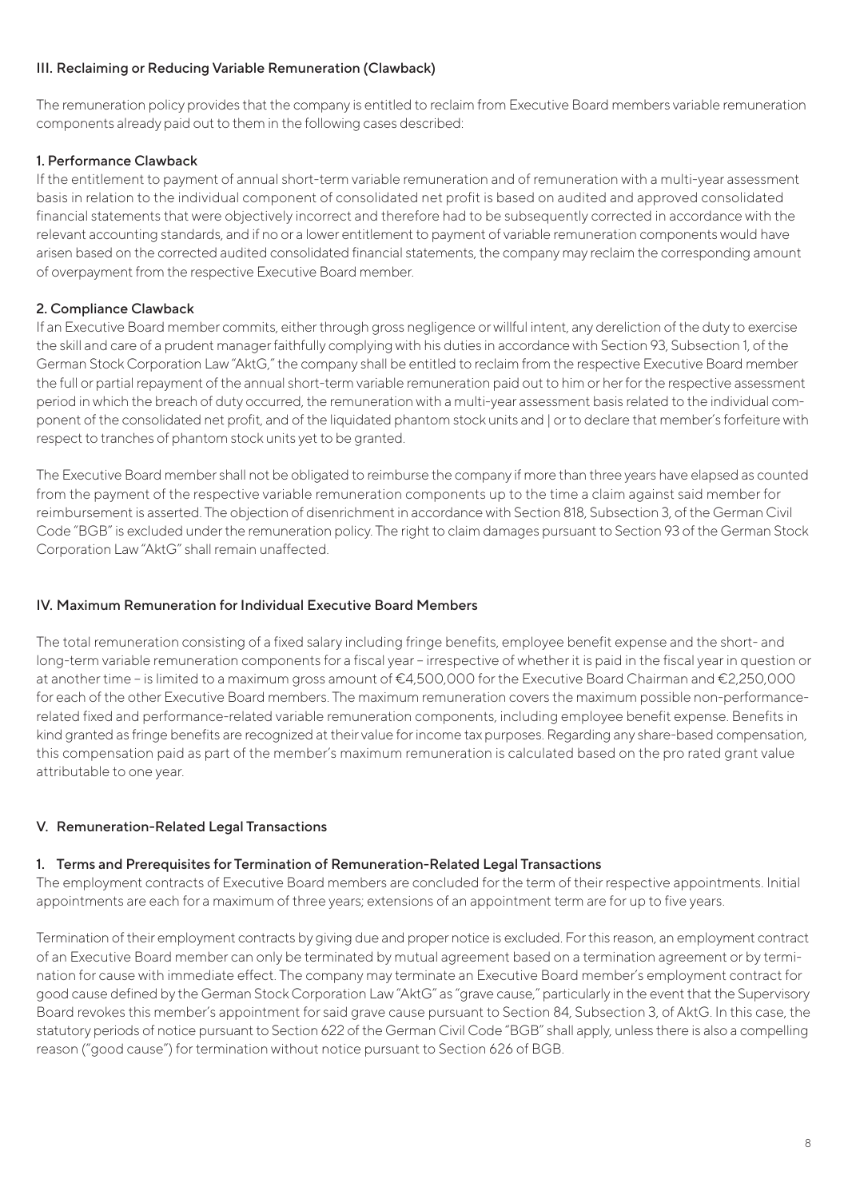## III. Reclaiming or Reducing Variable Remuneration (Clawback)

The remuneration policy provides that the company is entitled to reclaim from Executive Board members variable remuneration components already paid out to them in the following cases described:

### 1. Performance Clawback

If the entitlement to payment of annual short-term variable remuneration and of remuneration with a multi-year assessment basis in relation to the individual component of consolidated net profit is based on audited and approved consolidated financial statements that were objectively incorrect and therefore had to be subsequently corrected in accordance with the relevant accounting standards, and if no or a lower entitlement to payment of variable remuneration components would have arisen based on the corrected audited consolidated financial statements, the company may reclaim the corresponding amount of overpayment from the respective Executive Board member.

### 2. Compliance Clawback

If an Executive Board member commits, either through gross negligence or willful intent, any dereliction of the duty to exercise the skill and care of a prudent manager faithfully complying with his duties in accordance with Section 93, Subsection 1, of the German Stock Corporation Law "AktG," the company shall be entitled to reclaim from the respective Executive Board member the full or partial repayment of the annual short-term variable remuneration paid out to him or her for the respective assessment period in which the breach of duty occurred, the remuneration with a multi-year assessment basis related to the individual component of the consolidated net profit, and of the liquidated phantom stock units and | or to declare that member's forfeiture with respect to tranches of phantom stock units yet to be granted.

The Executive Board member shall not be obligated to reimburse the company if more than three years have elapsed as counted from the payment of the respective variable remuneration components up to the time a claim against said member for reimbursement is asserted. The objection of disenrichment in accordance with Section 818, Subsection 3, of the German Civil Code "BGB" is excluded under the remuneration policy. The right to claim damages pursuant to Section 93 of the German Stock Corporation Law "AktG" shall remain unaffected.

## IV. Maximum Remuneration for Individual Executive Board Members

The total remuneration consisting of a fixed salary including fringe benefits, employee benefit expense and the short- and long-term variable remuneration components for a fiscal year – irrespective of whether it is paid in the fiscal year in question or at another time – is limited to a maximum gross amount of €4,500,000 for the Executive Board Chairman and €2,250,000 for each of the other Executive Board members. The maximum remuneration covers the maximum possible non-performance-related fixed and performance-related variable remuneration components, including employee benefit expense. Benefits in kind granted as fringe benefits are recognized at their value for income tax purposes. Regarding any share-based compensation, this compensation paid as part of the member's maximum remuneration is calculated based on the pro rated grant value attributable to one year.

## V. Remuneration-Related Legal Transactions

### 1. Terms and Prerequisites for Termination of Remuneration-Related Legal Transactions

The employment contracts of Executive Board members are concluded for the term of their respective appointments. Initial appointments are each for a maximum of three years; extensions of an appointment term are for up to five years.

Termination of their employment contracts by giving due and proper notice is excluded. For this reason, an employment contract of an Executive Board member can only be terminated by mutual agreement based on a termination agreement or by termination for cause with immediate effect. The company may terminate an Executive Board member's employment contract for good cause defined by the German Stock Corporation Law "AktG" as "grave cause," particularly in the event that the Supervisory Board revokes this member's appointment for said grave cause pursuant to Section 84, Subsection 3, of AktG. In this case, the statutory periods of notice pursuant to Section 622 of the German Civil Code "BGB" shall apply, unless there is also a compelling reason ("good cause") for termination without notice pursuant to Section 626 of BGB.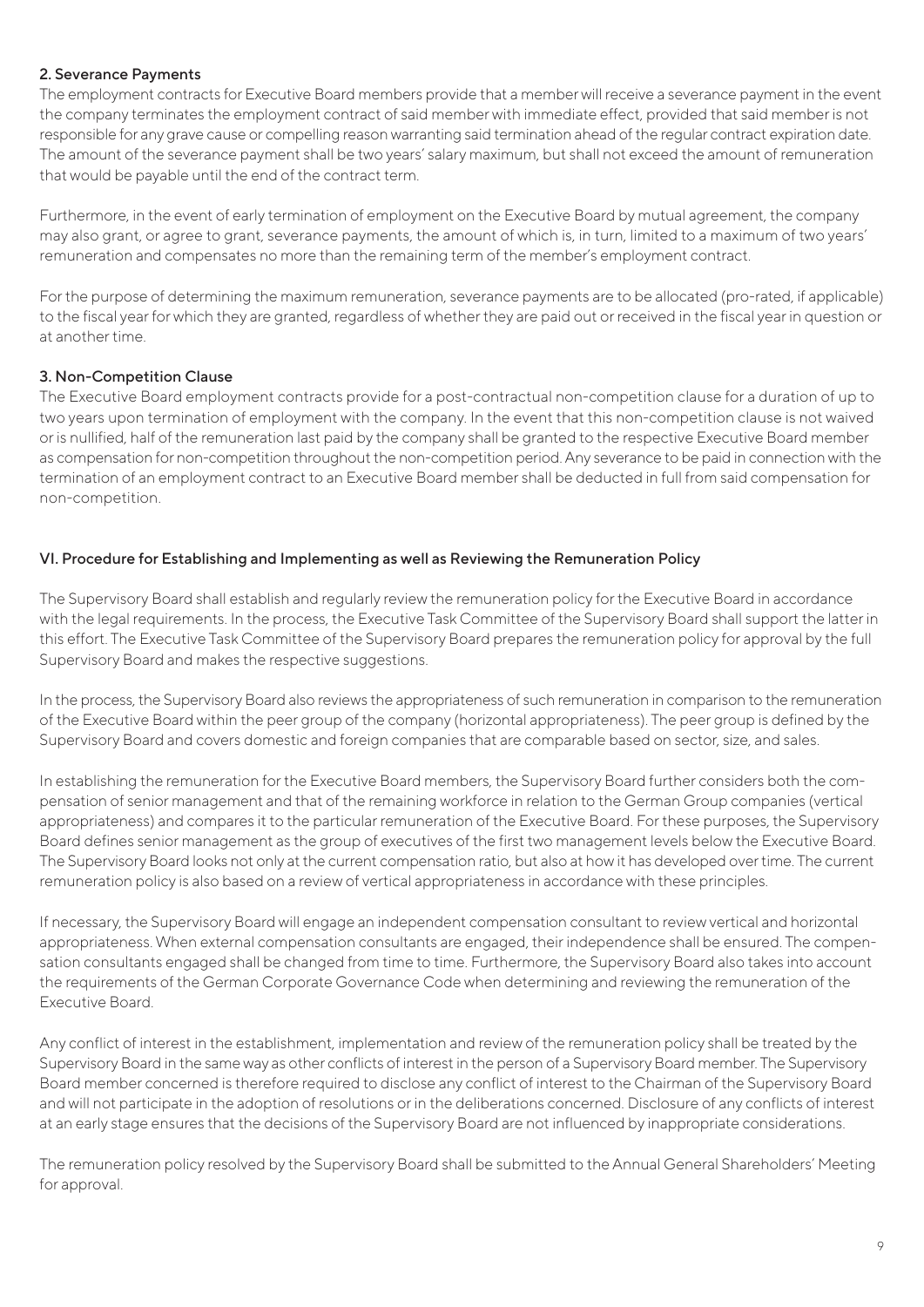### 2. Severance Payments

The employment contracts for Executive Board members provide that a member will receive a severance payment in the event the company terminates the employment contract of said member with immediate effect, provided that said member is not responsible for any grave cause or compelling reason warranting said termination ahead of the regular contract expiration date. The amount of the severance payment shall be two years' salary maximum, but shall not exceed the amount of remuneration that would be payable until the end of the contract term.

Furthermore, in the event of early termination of employment on the Executive Board by mutual agreement, the company may also grant, or agree to grant, severance payments, the amount of which is, in turn, limited to a maximum of two years' remuneration and compensates no more than the remaining term of the member's employment contract.

For the purpose of determining the maximum remuneration, severance payments are to be allocated (pro-rated, if applicable) to the fiscal year for which they are granted, regardless of whether they are paid out or received in the fiscal year in question or at another time.

### 3. Non-Competition Clause

The Executive Board employment contracts provide for a post-contractual non-competition clause for a duration of up to two years upon termination of employment with the company. In the event that this non-competition clause is not waived or is nullified, half of the remuneration last paid by the company shall be granted to the respective Executive Board member as compensation for non-competition throughout the non-competition period. Any severance to be paid in connection with the termination of an employment contract to an Executive Board member shall be deducted in full from said compensation for non-competition.

## VI. Procedure for Establishing and Implementing as well as Reviewing the Remuneration Policy

The Supervisory Board shall establish and regularly review the remuneration policy for the Executive Board in accordance with the legal requirements. In the process, the Executive Task Committee of the Supervisory Board shall support the latter in this effort. The Executive Task Committee of the Supervisory Board prepares the remuneration policy for approval by the full Supervisory Board and makes the respective suggestions.

In the process, the Supervisory Board also reviews the appropriateness of such remuneration in comparison to the remuneration of the Executive Board within the peer group of the company (horizontal appropriateness). The peer group is defined by the Supervisory Board and covers domestic and foreign companies that are comparable based on sector, size, and sales.

In establishing the remuneration for the Executive Board members, the Supervisory Board further considers both the compensation of senior management and that of the remaining workforce in relation to the German Group companies (vertical appropriateness) and compares it to the particular remuneration of the Executive Board. For these purposes, the Supervisory Board defines senior management as the group of executives of the first two management levels below the Executive Board. The Supervisory Board looks not only at the current compensation ratio, but also at how it has developed over time. The current remuneration policy is also based on a review of vertical appropriateness in accordance with these principles.

If necessary, the Supervisory Board will engage an independent compensation consultant to review vertical and horizontal appropriateness. When external compensation consultants are engaged, their independence shall be ensured. The compensation consultants engaged shall be changed from time to time. Furthermore, the Supervisory Board also takes into account the requirements of the German Corporate Governance Code when determining and reviewing the remuneration of the Executive Board.

Any conflict of interest in the establishment, implementation and review of the remuneration policy shall be treated by the Supervisory Board in the same way as other conflicts of interest in the person of a Supervisory Board member. The Supervisory Board member concerned is therefore required to disclose any conflict of interest to the Chairman of the Supervisory Board and will not participate in the adoption of resolutions or in the deliberations concerned. Disclosure of any conflicts of interest at an early stage ensures that the decisions of the Supervisory Board are not influenced by inappropriate considerations.

The remuneration policy resolved by the Supervisory Board shall be submitted to the Annual General Shareholders' Meeting for approval.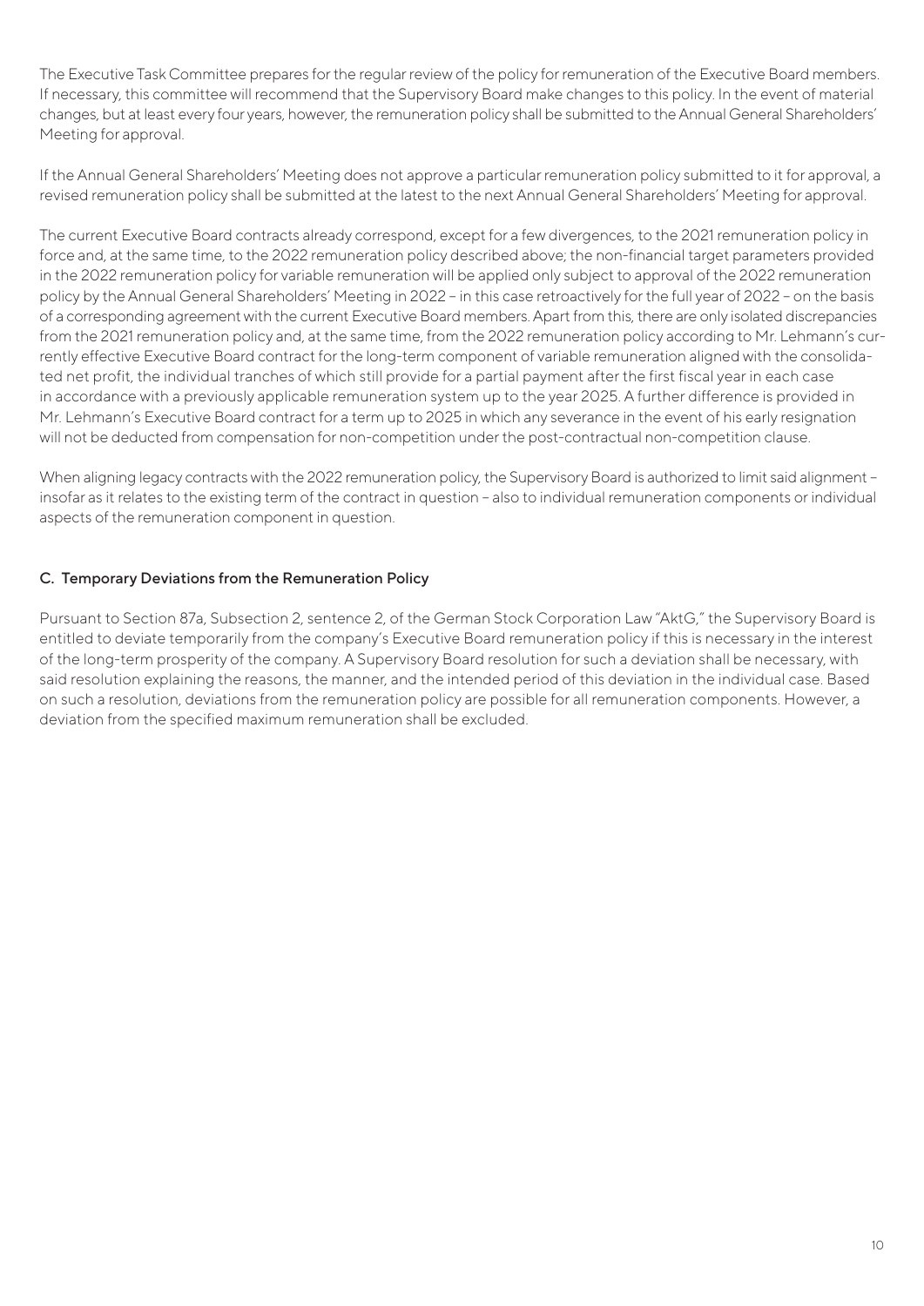The Executive Task Committee prepares for the regular review of the policy for remuneration of the Executive Board members. If necessary, this committee will recommend that the Supervisory Board make changes to this policy. In the event of material changes, but at least every four years, however, the remuneration policy shall be submitted to the Annual General Shareholders' Meeting for approval.

If the Annual General Shareholders' Meeting does not approve a particular remuneration policy submitted to it for approval, a revised remuneration policy shall be submitted at the latest to the next Annual General Shareholders' Meeting for approval.

The current Executive Board contracts already correspond, except for a few divergences, to the 2021 remuneration policy in force and, at the same time, to the 2022 remuneration policy described above; the non-financial target parameters provided in the 2022 remuneration policy for variable remuneration will be applied only subject to approval of the 2022 remuneration policy by the Annual General Shareholders' Meeting in 2022 – in this case retroactively for the full year of 2022 – on the basis of a corresponding agreement with the current Executive Board members. Apart from this, there are only isolated discrepancies from the 2021 remuneration policy and, at the same time, from the 2022 remuneration policy according to Mr. Lehmann's currently effective Executive Board contract for the long-term component of variable remuneration aligned with the consolidated net profit, the individual tranches of which still provide for a partial payment after the first fiscal year in each case in accordance with a previously applicable remuneration system up to the year 2025. A further difference is provided in Mr. Lehmann's Executive Board contract for a term up to 2025 in which any severance in the event of his early resignation will not be deducted from compensation for non-competition under the post-contractual non-competition clause.

When aligning legacy contracts with the 2022 remuneration policy, the Supervisory Board is authorized to limit said alignment – insofar as it relates to the existing term of the contract in question – also to individual remuneration components or individual aspects of the remuneration component in question.

## C. Temporary Deviations from the Remuneration Policy

Pursuant to Section 87a, Subsection 2, sentence 2, of the German Stock Corporation Law "AktG," the Supervisory Board is entitled to deviate temporarily from the company's Executive Board remuneration policy if this is necessary in the interest of the long-term prosperity of the company. A Supervisory Board resolution for such a deviation shall be necessary, with said resolution explaining the reasons, the manner, and the intended period of this deviation in the individual case. Based on such a resolution, deviations from the remuneration policy are possible for all remuneration components. However, a deviation from the specified maximum remuneration shall be excluded.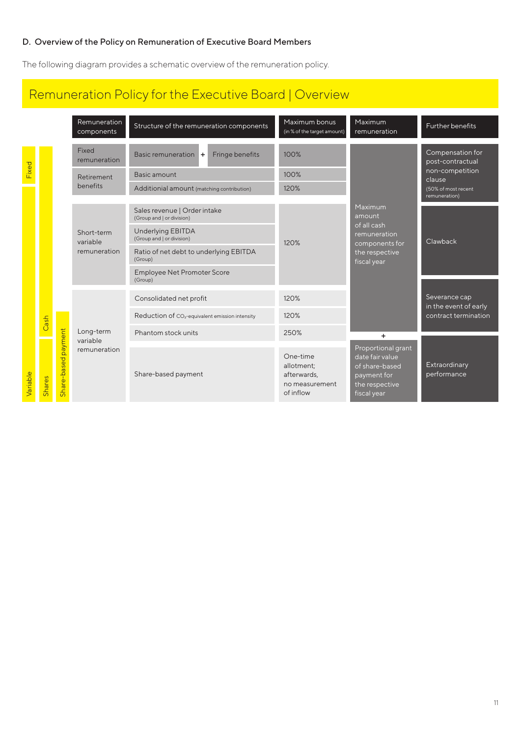### D. Overview of the Policy on Remuneration of Executive Board Members

The following diagram provides a schematic overview of the remuneration policy.

## Remuneration Policy for the Executive Board | Overview

| | | | Remuneration components | Structure of the remuneration components | Maximum bonus (in % of the target amount) | Maximum remuneration | Further benefits |
|---|---|---|---|---|---|---|---|
| Fixed | Cash | | Fixed remuneration | Basic remuneration + Fringe benefits | 100% | Maximum amount of all cash remuneration components for the respective fiscal year | Compensation for post-contractual non-competition clause (50% of most recent remuneration) |
| Fixed | Cash | | Retirement benefits | Basic amount | 100% | | |
| | | | | Additional amount (matching contribution) | 120% | | |
| Variable | Cash | | Short-term variable remuneration | Sales revenue \| Order intake (Group and \| or division) | 120% | | Clawback |
| | | | | Underlying EBITDA (Group and \| or division) | | | |
| | | | | Ratio of net debt to underlying EBITDA (Group) | | | |
| | | | | Employee Net Promoter Score (Group) | | | |
| Variable | Cash | | Long-term variable remuneration | Consolidated net profit | 120% | | Severance cap in the event of early contract termination |
| | | | | Reduction of $CO_2$-equivalent emission intensity | 120% | | |
| | | Share-based payment | | Phantom stock units | 250% | + | |
| | Shares | Share-based payment | | Share-based payment | One-time allotment; afterwards, no measurement of inflow | Proportional grant date fair value of share-based payment for the respective fiscal year | Extraordinary performance |